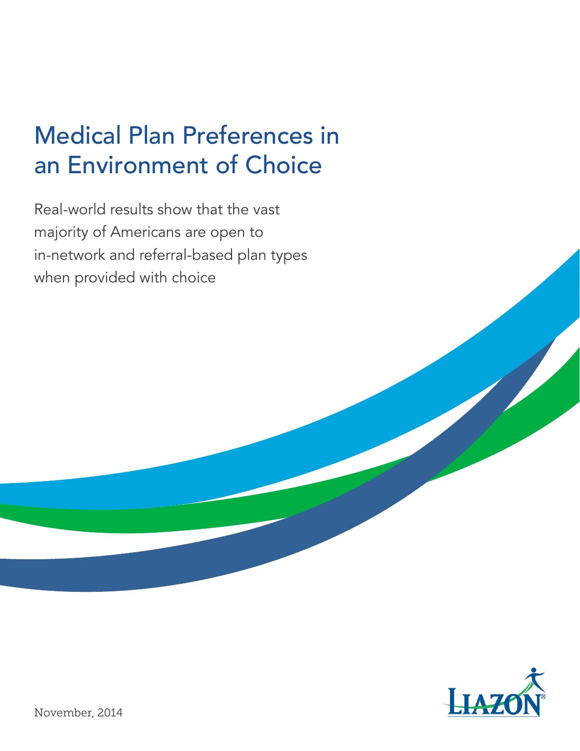# Medical Plan Preferences in an Environment of Choice

Real-world results show that the vast majority of Americans are open to in-network and referral-based plan types when provided with choice

LIAZON

November, 2014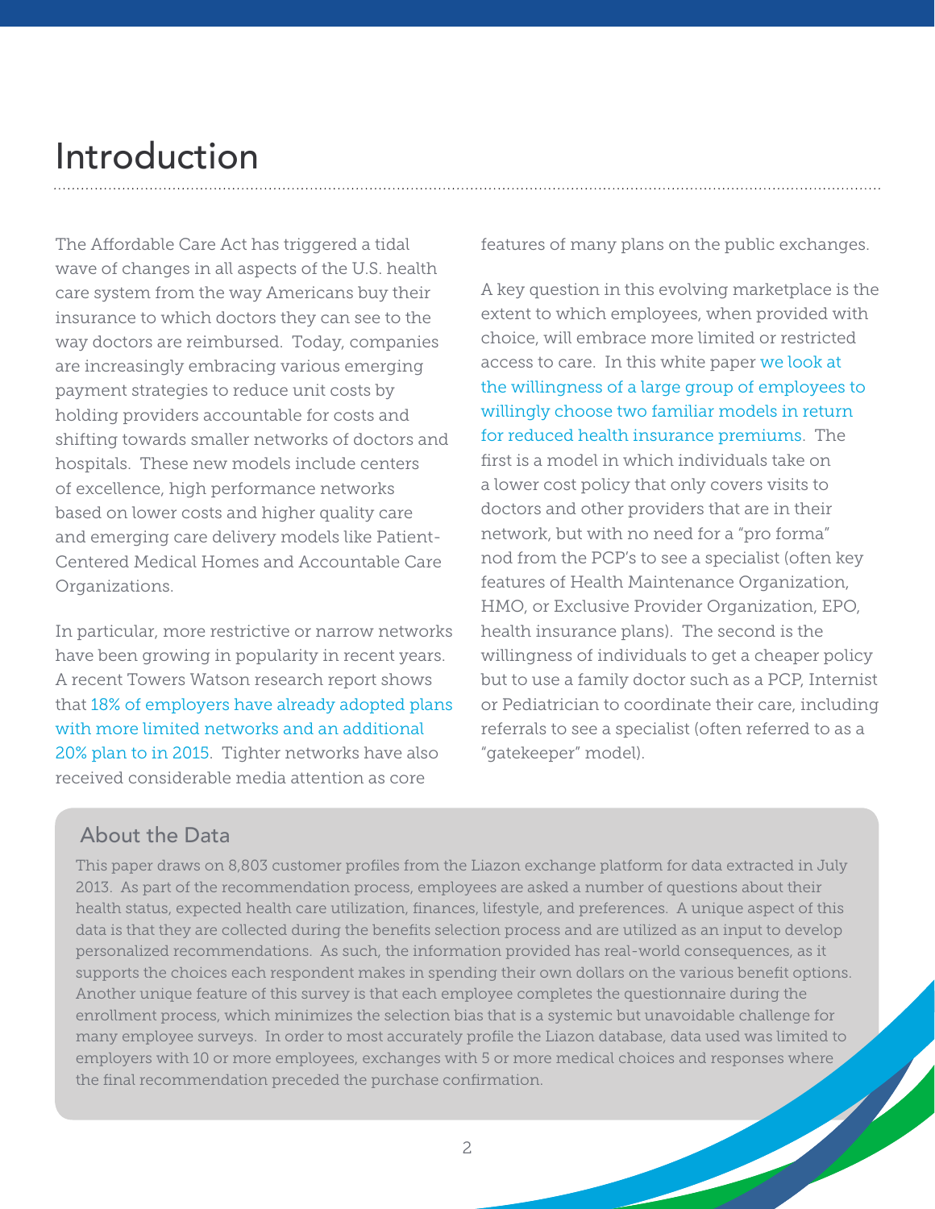# Introduction

The Affordable Care Act has triggered a tidal wave of changes in all aspects of the U.S. health care system from the way Americans buy their insurance to which doctors they can see to the way doctors are reimbursed. Today, companies are increasingly embracing various emerging payment strategies to reduce unit costs by holding providers accountable for costs and shifting towards smaller networks of doctors and hospitals. These new models include centers of excellence, high performance networks based on lower costs and higher quality care and emerging care delivery models like Patient-Centered Medical Homes and Accountable Care Organizations.

In particular, more restrictive or narrow networks have been growing in popularity in recent years. A recent Towers Watson research report shows that 18% of employers have already adopted plans with more limited networks and an additional 20% plan to in 2015. Tighter networks have also received considerable media attention as core features of many plans on the public exchanges.

A key question in this evolving marketplace is the extent to which employees, when provided with choice, will embrace more limited or restricted access to care. In this white paper we look at the willingness of a large group of employees to willingly choose two familiar models in return for reduced health insurance premiums. The first is a model in which individuals take on a lower cost policy that only covers visits to doctors and other providers that are in their network, but with no need for a "pro forma" nod from the PCP's to see a specialist (often key features of Health Maintenance Organization, HMO, or Exclusive Provider Organization, EPO, health insurance plans). The second is the willingness of individuals to get a cheaper policy but to use a family doctor such as a PCP, Internist or Pediatrician to coordinate their care, including referrals to see a specialist (often referred to as a "gatekeeper" model).

## About the Data

This paper draws on 8,803 customer profiles from the Liazon exchange platform for data extracted in July 2013. As part of the recommendation process, employees are asked a number of questions about their health status, expected health care utilization, finances, lifestyle, and preferences. A unique aspect of this data is that they are collected during the benefits selection process and are utilized as an input to develop personalized recommendations. As such, the information provided has real-world consequences, as it supports the choices each respondent makes in spending their own dollars on the various benefit options. Another unique feature of this survey is that each employee completes the questionnaire during the enrollment process, which minimizes the selection bias that is a systemic but unavoidable challenge for many employee surveys. In order to most accurately profile the Liazon database, data used was limited to employers with 10 or more employees, exchanges with 5 or more medical choices and responses where the final recommendation preceded the purchase confirmation.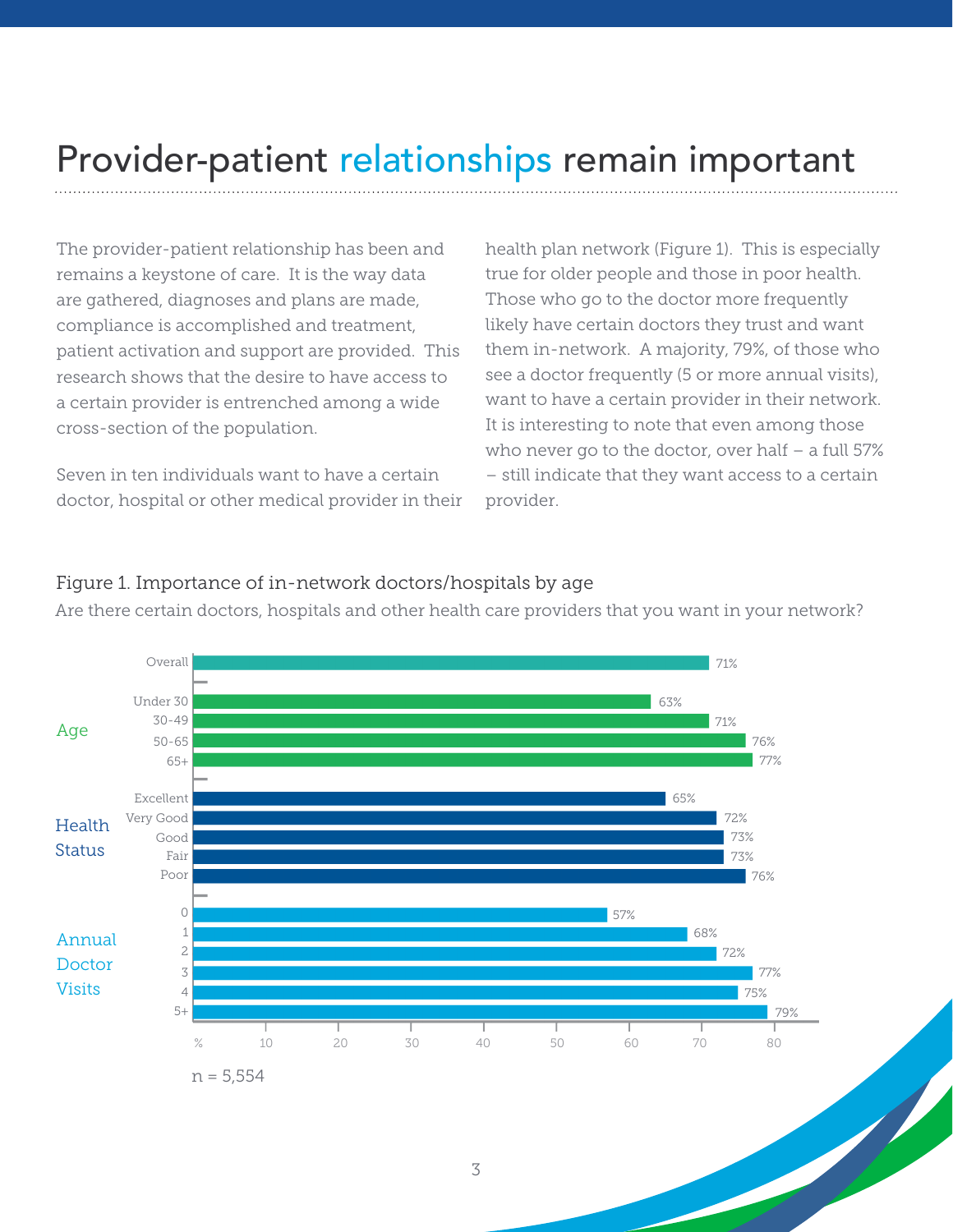# Provider-patient relationships remain important

The provider-patient relationship has been and remains a keystone of care. It is the way data are gathered, diagnoses and plans are made, compliance is accomplished and treatment, patient activation and support are provided. This research shows that the desire to have access to a certain provider is entrenched among a wide cross-section of the population.

Seven in ten individuals want to have a certain doctor, hospital or other medical provider in their health plan network (Figure 1). This is especially true for older people and those in poor health. Those who go to the doctor more frequently likely have certain doctors they trust and want them in-network. A majority, 79%, of those who see a doctor frequently (5 or more annual visits), want to have a certain provider in their network. It is interesting to note that even among those who never go to the doctor, over half – a full 57% – still indicate that they want access to a certain provider.

Figure 1. Importance of in-network doctors/hospitals by age

Are there certain doctors, hospitals and other health care providers that you want in your network?

| Group | Category | % |
| --- | --- | --- |
| | Overall | 71% |
| Age | Under 30 | 63% |
| | 30-49 | 71% |
| | 50-65 | 76% |
| | 65+ | 77% |
| Health Status | Excellent | 65% |
| | Very Good | 72% |
| | Good | 73% |
| | Fair | 73% |
| | Poor | 76% |
| Annual Doctor Visits | 0 | 57% |
| | 1 | 68% |
| | 2 | 72% |
| | 3 | 77% |
| | 4 | 75% |
| | 5+ | 79% |

n = 5,554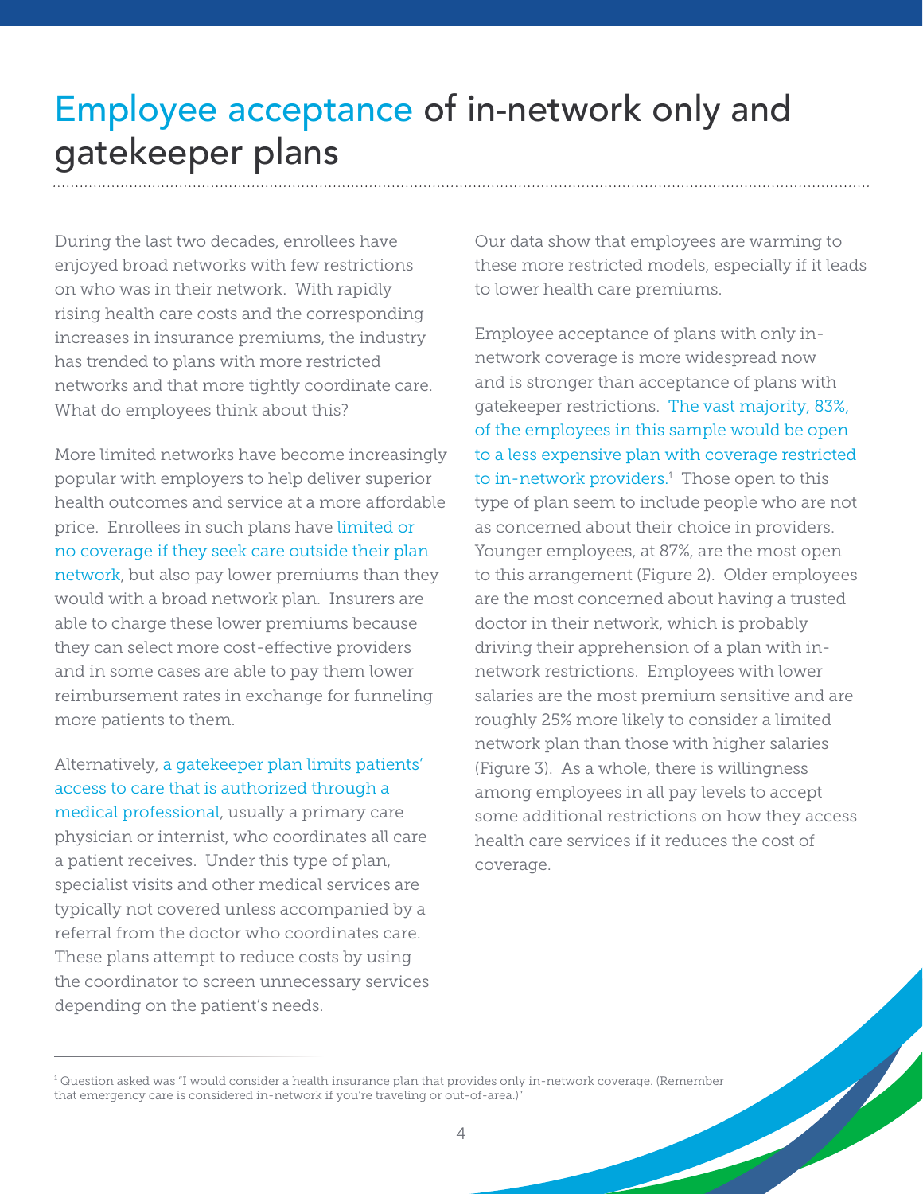# Employee acceptance of in-network only and gatekeeper plans

During the last two decades, enrollees have enjoyed broad networks with few restrictions on who was in their network. With rapidly rising health care costs and the corresponding increases in insurance premiums, the industry has trended to plans with more restricted networks and that more tightly coordinate care. What do employees think about this?

More limited networks have become increasingly popular with employers to help deliver superior health outcomes and service at a more affordable price. Enrollees in such plans have limited or no coverage if they seek care outside their plan network, but also pay lower premiums than they would with a broad network plan. Insurers are able to charge these lower premiums because they can select more cost-effective providers and in some cases are able to pay them lower reimbursement rates in exchange for funneling more patients to them.

Alternatively, a gatekeeper plan limits patients' access to care that is authorized through a medical professional, usually a primary care physician or internist, who coordinates all care a patient receives. Under this type of plan, specialist visits and other medical services are typically not covered unless accompanied by a referral from the doctor who coordinates care. These plans attempt to reduce costs by using the coordinator to screen unnecessary services depending on the patient's needs.

Our data show that employees are warming to these more restricted models, especially if it leads to lower health care premiums.

Employee acceptance of plans with only in-network coverage is more widespread now and is stronger than acceptance of plans with gatekeeper restrictions. The vast majority, 83%, of the employees in this sample would be open to a less expensive plan with coverage restricted to in-network providers.[1] Those open to this type of plan seem to include people who are not as concerned about their choice in providers. Younger employees, at 87%, are the most open to this arrangement (Figure 2). Older employees are the most concerned about having a trusted doctor in their network, which is probably driving their apprehension of a plan with in-network restrictions. Employees with lower salaries are the most premium sensitive and are roughly 25% more likely to consider a limited network plan than those with higher salaries (Figure 3). As a whole, there is willingness among employees in all pay levels to accept some additional restrictions on how they access health care services if it reduces the cost of coverage.

---

[1] Question asked was "I would consider a health insurance plan that provides only in-network coverage. (Remember that emergency care is considered in-network if you're traveling or out-of-area.)"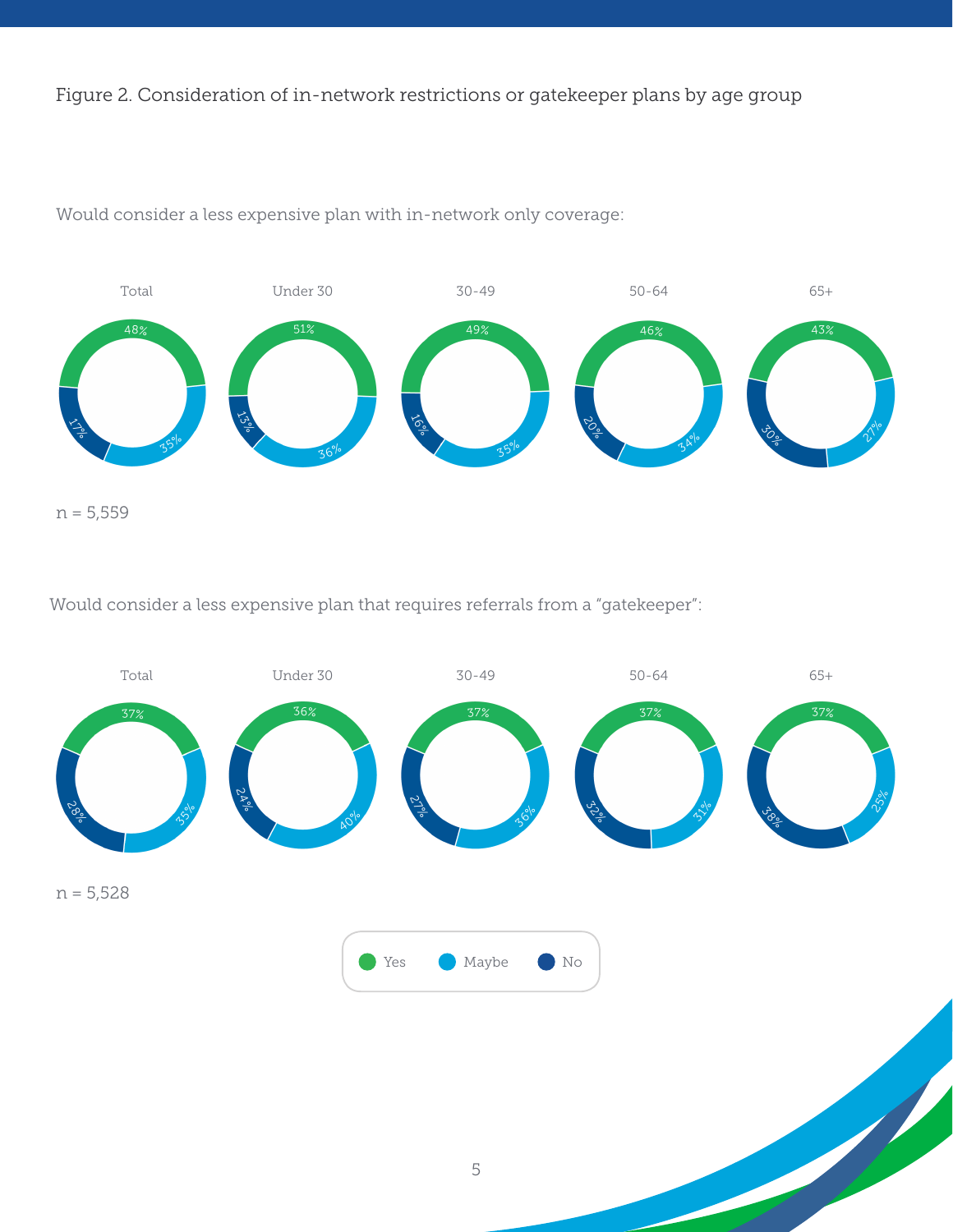Figure 2. Consideration of in-network restrictions or gatekeeper plans by age group

Would consider a less expensive plan with in-network only coverage:

| | Total | Under 30 | 30-49 | 50-64 | 65+ |
|---|---|---|---|---|---|
| Yes | 48% | 51% | 49% | 46% | 43% |
| Maybe | 35% | 36% | 35% | 34% | 27% |
| No | 17% | 13% | 16% | 20% | 30% |

n = 5,559

Would consider a less expensive plan that requires referrals from a “gatekeeper”:

| | Total | Under 30 | 30-49 | 50-64 | 65+ |
|---|---|---|---|---|---|
| Yes | 37% | 36% | 37% | 37% | 37% |
| Maybe | 35% | 40% | 36% | 31% | 25% |
| No | 28% | 24% | 27% | 32% | 38% |

n = 5,528

Yes · Maybe · No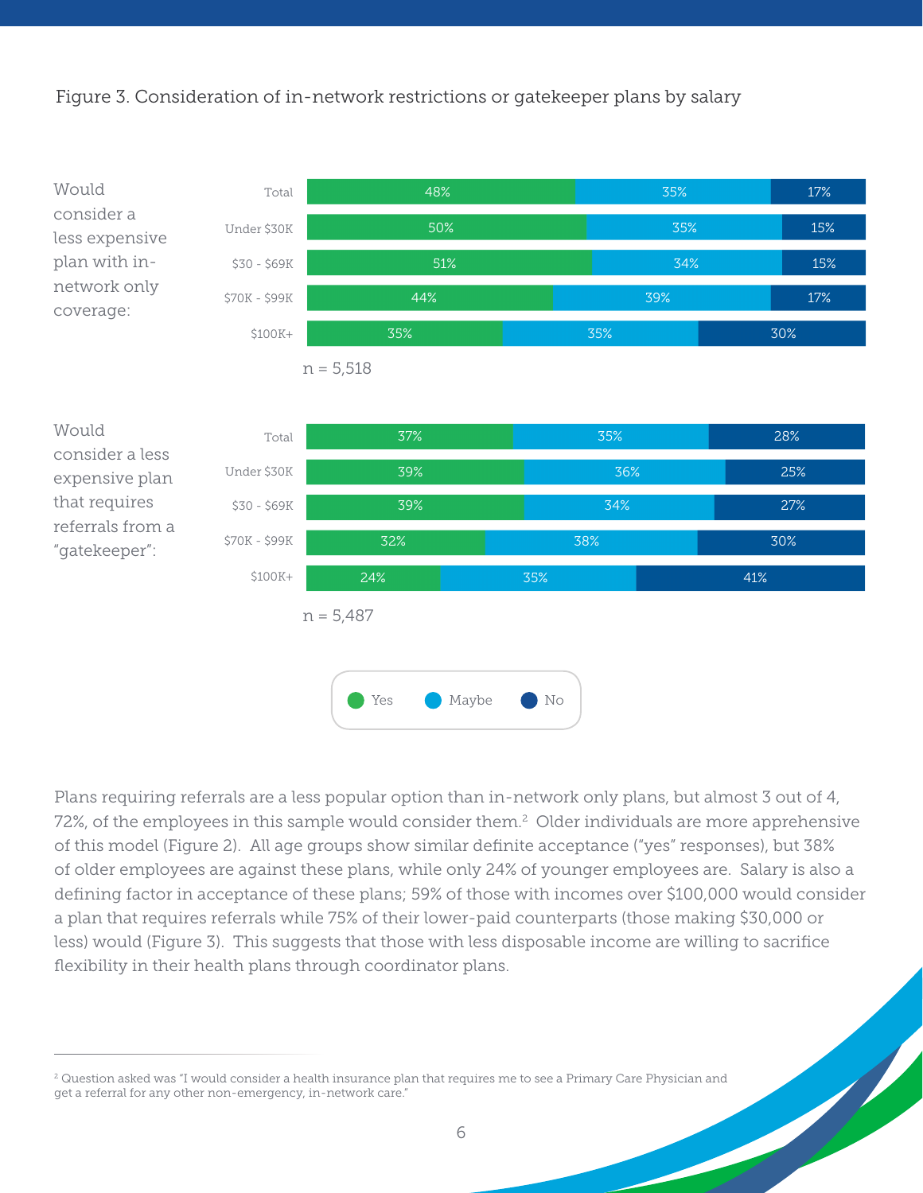Figure 3. Consideration of in-network restrictions or gatekeeper plans by salary

**Would consider a less expensive plan with in-network only coverage:**

| | Yes | Maybe | No |
|---|---|---|---|
| Total | 48% | 35% | 17% |
| Under $30K | 50% | 35% | 15% |
| $30 - $69K | 51% | 34% | 15% |
| $70K - $99K | 44% | 39% | 17% |
| $100K+ | 35% | 35% | 30% |

n = 5,518

**Would consider a less expensive plan that requires referrals from a "gatekeeper":**

| | Yes | Maybe | No |
|---|---|---|---|
| Total | 37% | 35% | 28% |
| Under $30K | 39% | 36% | 25% |
| $30 - $69K | 39% | 34% | 27% |
| $70K - $99K | 32% | 38% | 30% |
| $100K+ | 24% | 35% | 41% |

n = 5,487

Plans requiring referrals are a less popular option than in-network only plans, but almost 3 out of 4, 72%, of the employees in this sample would consider them.[2] Older individuals are more apprehensive of this model (Figure 2). All age groups show similar definite acceptance ("yes" responses), but 38% of older employees are against these plans, while only 24% of younger employees are. Salary is also a defining factor in acceptance of these plans; 59% of those with incomes over $100,000 would consider a plan that requires referrals while 75% of their lower-paid counterparts (those making $30,000 or less) would (Figure 3). This suggests that those with less disposable income are willing to sacrifice flexibility in their health plans through coordinator plans.

[2] Question asked was "I would consider a health insurance plan that requires me to see a Primary Care Physician and get a referral for any other non-emergency, in-network care."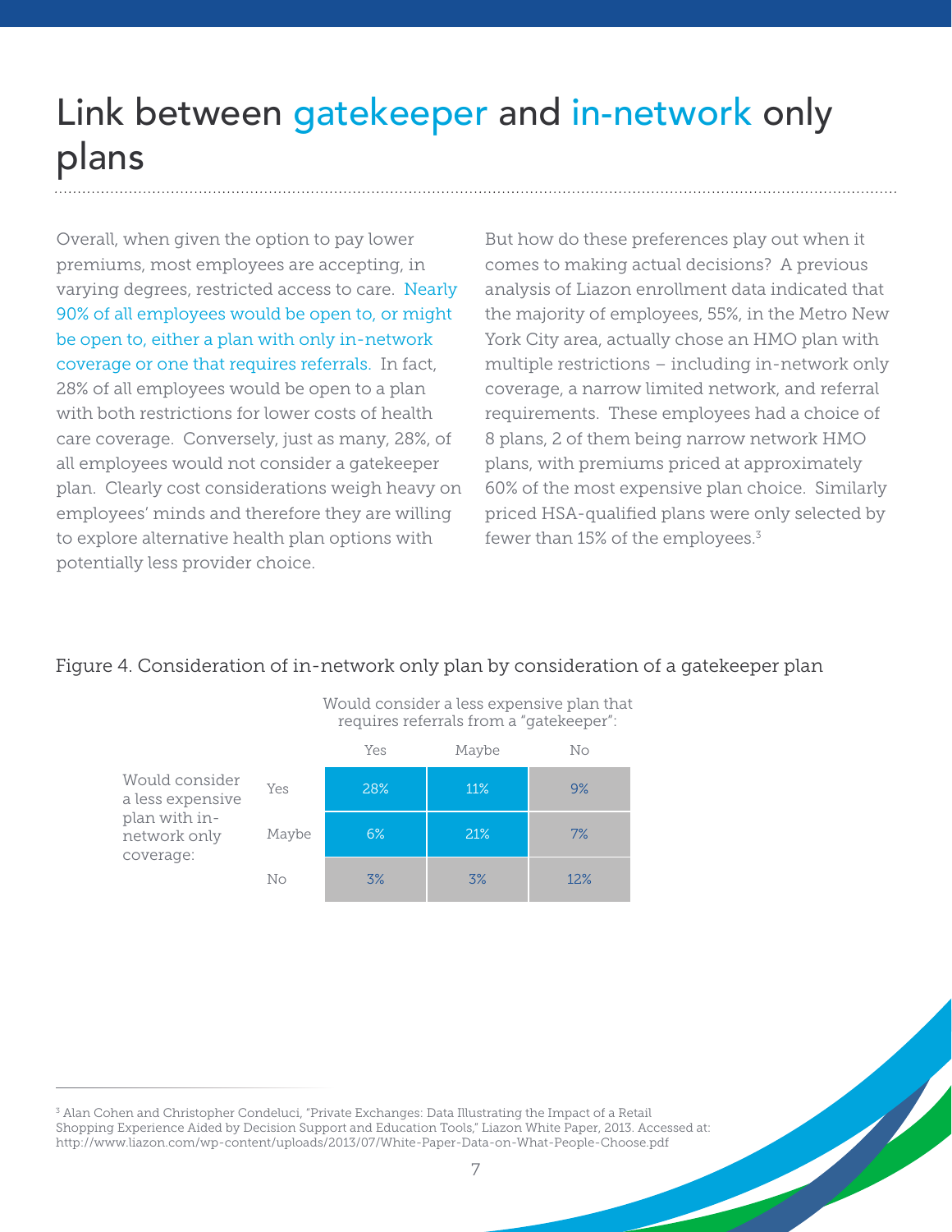# Link between gatekeeper and in-network only plans

Overall, when given the option to pay lower premiums, most employees are accepting, in varying degrees, restricted access to care. Nearly 90% of all employees would be open to, or might be open to, either a plan with only in-network coverage or one that requires referrals. In fact, 28% of all employees would be open to a plan with both restrictions for lower costs of health care coverage. Conversely, just as many, 28%, of all employees would not consider a gatekeeper plan. Clearly cost considerations weigh heavy on employees' minds and therefore they are willing to explore alternative health plan options with potentially less provider choice.

But how do these preferences play out when it comes to making actual decisions? A previous analysis of Liazon enrollment data indicated that the majority of employees, 55%, in the Metro New York City area, actually chose an HMO plan with multiple restrictions – including in-network only coverage, a narrow limited network, and referral requirements. These employees had a choice of 8 plans, 2 of them being narrow network HMO plans, with premiums priced at approximately 60% of the most expensive plan choice. Similarly priced HSA-qualified plans were only selected by fewer than 15% of the employees.[3]

Figure 4. Consideration of in-network only plan by consideration of a gatekeeper plan

| | | Would consider a less expensive plan that requires referrals from a "gatekeeper": | | |
|---|---|---|---|---|
| | | Yes | Maybe | No |
| Would consider a less expensive plan with in-network only coverage: | Yes | 28% | 11% | 9% |
| | Maybe | 6% | 21% | 7% |
| | No | 3% | 3% | 12% |

[3] Alan Cohen and Christopher Condeluci, "Private Exchanges: Data Illustrating the Impact of a Retail Shopping Experience Aided by Decision Support and Education Tools," Liazon White Paper, 2013. Accessed at: http://www.liazon.com/wp-content/uploads/2013/07/White-Paper-Data-on-What-People-Choose.pdf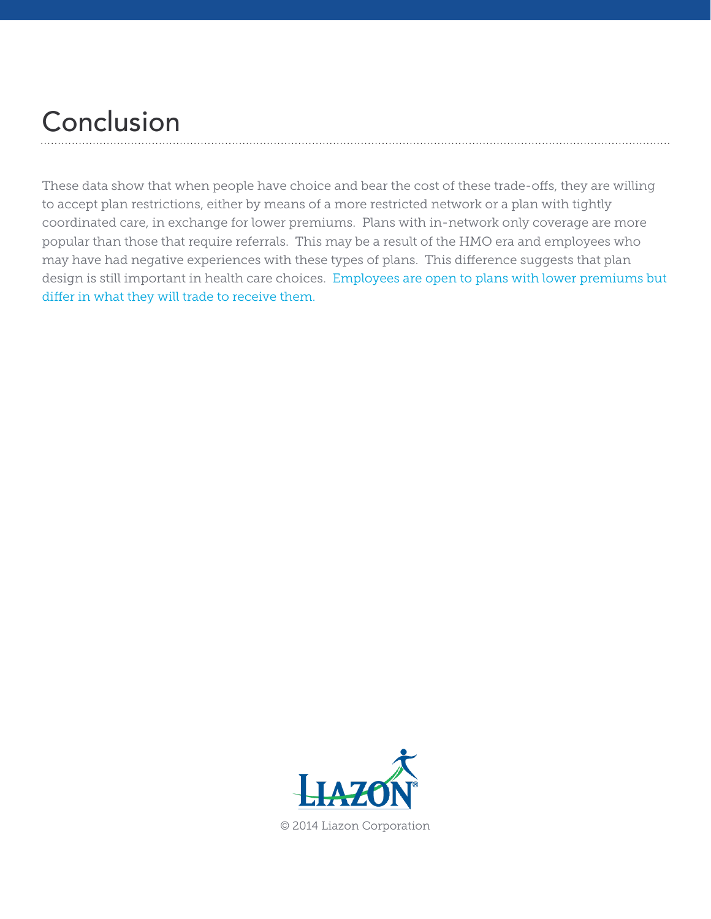# Conclusion

These data show that when people have choice and bear the cost of these trade-offs, they are willing to accept plan restrictions, either by means of a more restricted network or a plan with tightly coordinated care, in exchange for lower premiums.  Plans with in-network only coverage are more popular than those that require referrals.  This may be a result of the HMO era and employees who may have had negative experiences with these types of plans.  This difference suggests that plan design is still important in health care choices.  Employees are open to plans with lower premiums but differ in what they will trade to receive them.

LIAZON®

© 2014 Liazon Corporation